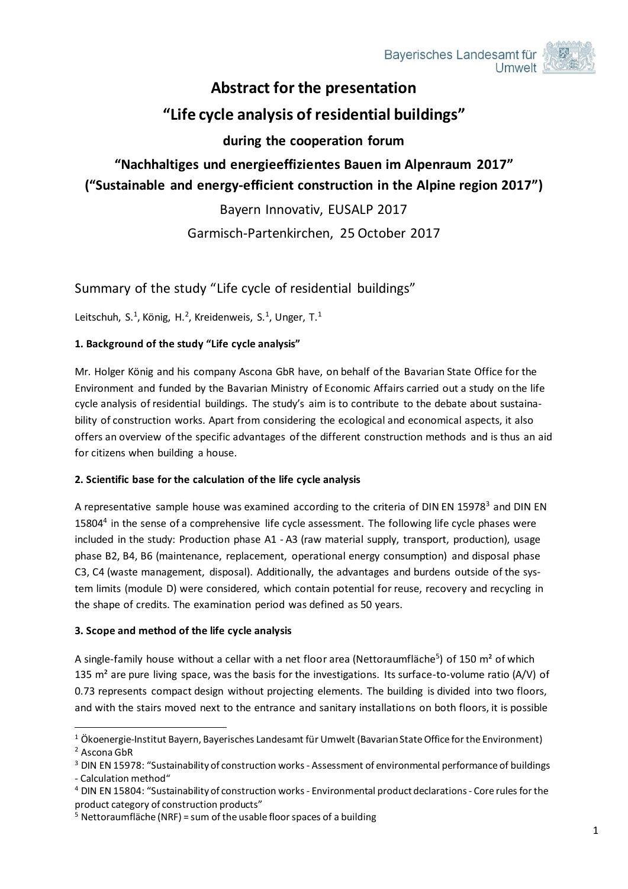# Abstract for the presentation

# "Life cycle analysis of residential buildings"

### during the cooperation forum

### "Nachhaltiges und energieeffizientes Bauen im Alpenraum 2017"
### ("Sustainable and energy-efficient construction in the Alpine region 2017")

Bayern Innovativ, EUSALP 2017

Garmisch-Partenkirchen, 25 October 2017

## Summary of the study "Life cycle of residential buildings"

Leitschuh, S.[1], König, H.[2], Kreidenweis, S.[1], Unger, T.[1]

**1. Background of the study "Life cycle analysis"**

Mr. Holger König and his company Ascona GbR have, on behalf of the Bavarian State Office for the Environment and funded by the Bavarian Ministry of Economic Affairs carried out a study on the life cycle analysis of residential buildings. The study's aim is to contribute to the debate about sustainability of construction works. Apart from considering the ecological and economical aspects, it also offers an overview of the specific advantages of the different construction methods and is thus an aid for citizens when building a house.

**2. Scientific base for the calculation of the life cycle analysis**

A representative sample house was examined according to the criteria of DIN EN 15978[3] and DIN EN 15804[4] in the sense of a comprehensive life cycle assessment. The following life cycle phases were included in the study: Production phase A1 - A3 (raw material supply, transport, production), usage phase B2, B4, B6 (maintenance, replacement, operational energy consumption) and disposal phase C3, C4 (waste management, disposal). Additionally, the advantages and burdens outside of the system limits (module D) were considered, which contain potential for reuse, recovery and recycling in the shape of credits. The examination period was defined as 50 years.

**3. Scope and method of the life cycle analysis**

A single-family house without a cellar with a net floor area (Nettoraumfläche[5]) of 150 m² of which 135 m² are pure living space, was the basis for the investigations. Its surface-to-volume ratio (A/V) of 0.73 represents compact design without projecting elements. The building is divided into two floors, and with the stairs moved next to the entrance and sanitary installations on both floors, it is possible

---

[1] Ökoenergie-Institut Bayern, Bayerisches Landesamt für Umwelt (Bavarian State Office for the Environment)

[2] Ascona GbR

[3] DIN EN 15978: "Sustainability of construction works - Assessment of environmental performance of buildings - Calculation method"

[4] DIN EN 15804: "Sustainability of construction works - Environmental product declarations - Core rules for the product category of construction products"

[5] Nettoraumfläche (NRF) = sum of the usable floor spaces of a building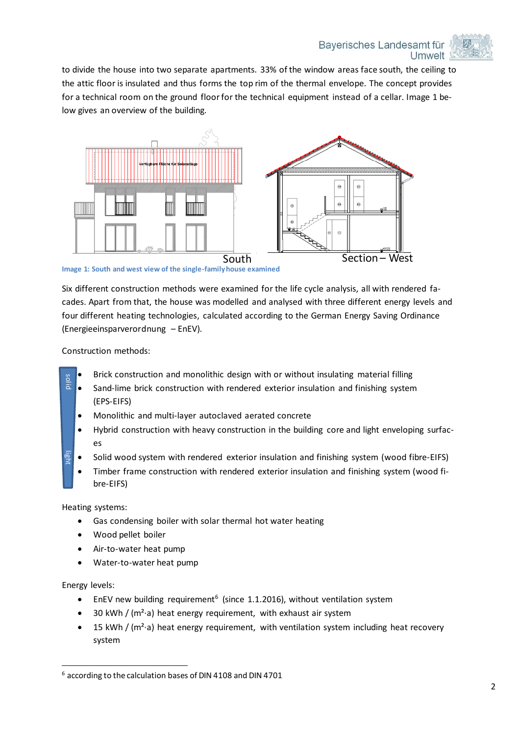to divide the house into two separate apartments. 33% of the window areas face south, the ceiling to the attic floor is insulated and thus forms the top rim of the thermal envelope. The concept provides for a technical room on the ground floor for the technical equipment instead of a cellar. Image 1 below gives an overview of the building.

Image 1: South and west view of the single-family house examined

Six different construction methods were examined for the life cycle analysis, all with rendered facades. Apart from that, the house was modelled and analysed with three different energy levels and four different heating technologies, calculated according to the German Energy Saving Ordinance (Energieeinsparverordnung – EnEV).

Construction methods:

solid → light

- Brick construction and monolithic design with or without insulating material filling
- Sand-lime brick construction with rendered exterior insulation and finishing system (EPS-EIFS)
- Monolithic and multi-layer autoclaved aerated concrete
- Hybrid construction with heavy construction in the building core and light enveloping surfaces
- Solid wood system with rendered exterior insulation and finishing system (wood fibre-EIFS)
- Timber frame construction with rendered exterior insulation and finishing system (wood fibre-EIFS)

Heating systems:

- Gas condensing boiler with solar thermal hot water heating
- Wood pellet boiler
- Air-to-water heat pump
- Water-to-water heat pump

Energy levels:

- EnEV new building requirement[6] (since 1.1.2016), without ventilation system
- 30 kWh / (m²·a) heat energy requirement, with exhaust air system
- 15 kWh / (m²·a) heat energy requirement, with ventilation system including heat recovery system

[6] according to the calculation bases of DIN 4108 and DIN 4701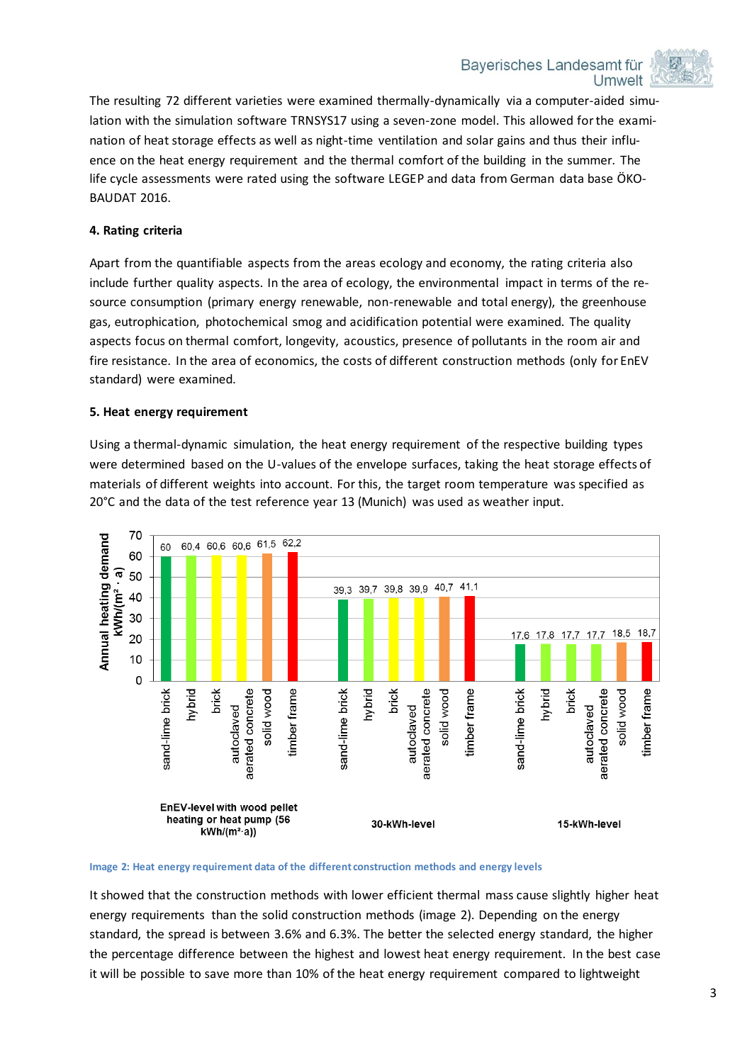The resulting 72 different varieties were examined thermally-dynamically via a computer-aided simulation with the simulation software TRNSYS17 using a seven-zone model. This allowed for the examination of heat storage effects as well as night-time ventilation and solar gains and thus their influence on the heat energy requirement and the thermal comfort of the building in the summer. The life cycle assessments were rated using the software LEGEP and data from German data base ÖKO-BAUDAT 2016.

## 4. Rating criteria

Apart from the quantifiable aspects from the areas ecology and economy, the rating criteria also include further quality aspects. In the area of ecology, the environmental impact in terms of the resource consumption (primary energy renewable, non-renewable and total energy), the greenhouse gas, eutrophication, photochemical smog and acidification potential were examined. The quality aspects focus on thermal comfort, longevity, acoustics, presence of pollutants in the room air and fire resistance. In the area of economics, the costs of different construction methods (only for EnEV standard) were examined.

## 5. Heat energy requirement

Using a thermal-dynamic simulation, the heat energy requirement of the respective building types were determined based on the U-values of the envelope surfaces, taking the heat storage effects of materials of different weights into account. For this, the target room temperature was specified as 20°C and the data of the test reference year 13 (Munich) was used as weather input.

Annual heating demand kWh/(m² · a)

| | EnEV-level with wood pellet heating or heat pump (56 kWh/(m²·a)) | 30-kWh-level | 15-kWh-level |
|---|---|---|---|
| sand-lime brick | 60 | 39,3 | 17,6 |
| hybrid | 60,4 | 39,7 | 17,8 |
| brick | 60,6 | 39,8 | 17,7 |
| autoclaved aerated concrete | 60,6 | 39,9 | 17,7 |
| solid wood | 61,5 | 40,7 | 18,5 |
| timber frame | 62,2 | 41,1 | 18,7 |

Image 2: Heat energy requirement data of the different construction methods and energy levels

It showed that the construction methods with lower efficient thermal mass cause slightly higher heat energy requirements than the solid construction methods (image 2). Depending on the energy standard, the spread is between 3.6% and 6.3%. The better the selected energy standard, the higher the percentage difference between the highest and lowest heat energy requirement. In the best case it will be possible to save more than 10% of the heat energy requirement compared to lightweight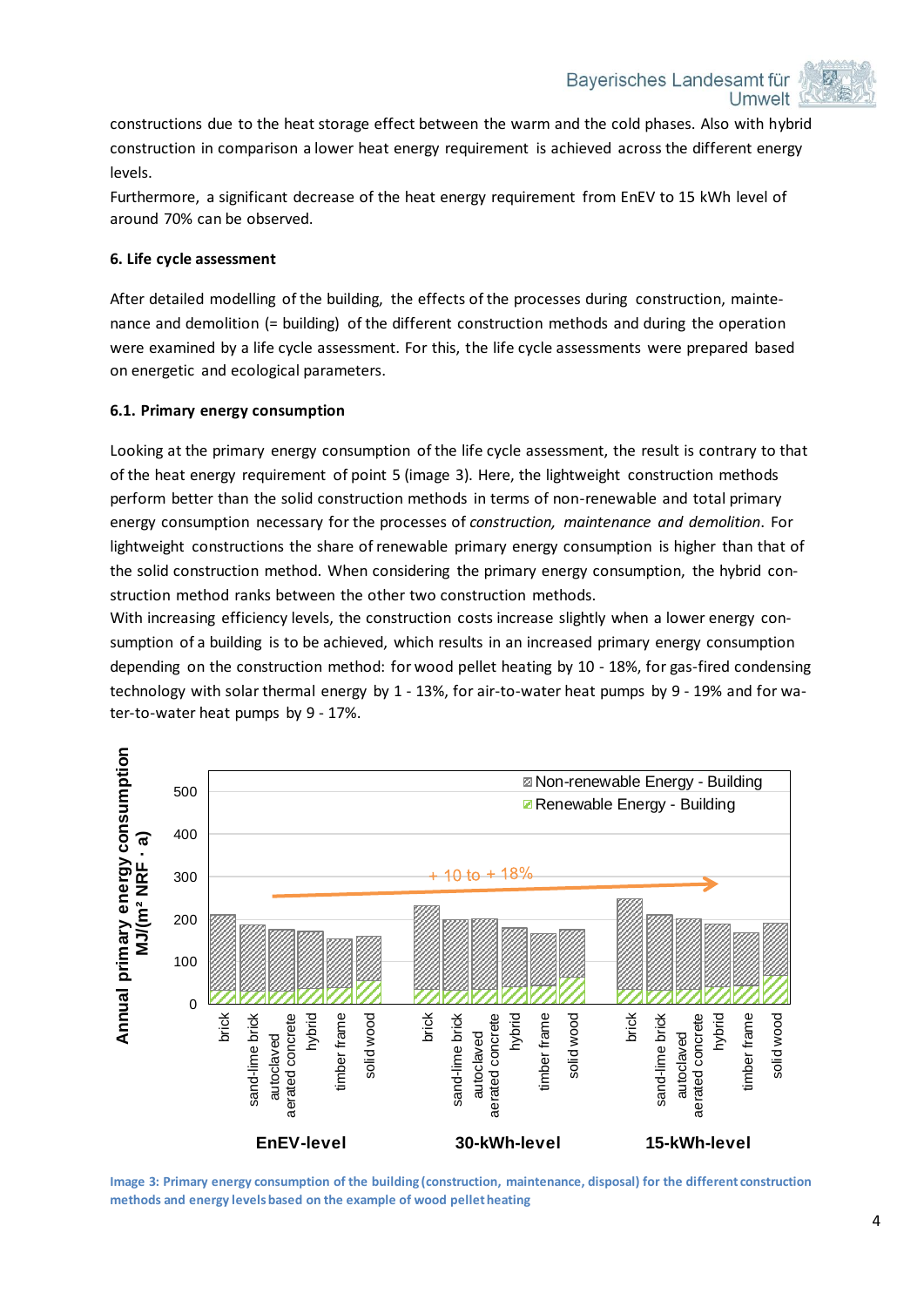constructions due to the heat storage effect between the warm and the cold phases. Also with hybrid construction in comparison a lower heat energy requirement is achieved across the different energy levels.

Furthermore, a significant decrease of the heat energy requirement from EnEV to 15 kWh level of around 70% can be observed.

## 6. Life cycle assessment

After detailed modelling of the building, the effects of the processes during construction, maintenance and demolition (= building) of the different construction methods and during the operation were examined by a life cycle assessment. For this, the life cycle assessments were prepared based on energetic and ecological parameters.

### 6.1. Primary energy consumption

Looking at the primary energy consumption of the life cycle assessment, the result is contrary to that of the heat energy requirement of point 5 (image 3). Here, the lightweight construction methods perform better than the solid construction methods in terms of non-renewable and total primary energy consumption necessary for the processes of *construction, maintenance and demolition*. For lightweight constructions the share of renewable primary energy consumption is higher than that of the solid construction method. When considering the primary energy consumption, the hybrid construction method ranks between the other two construction methods.

With increasing efficiency levels, the construction costs increase slightly when a lower energy consumption of a building is to be achieved, which results in an increased primary energy consumption depending on the construction method: for wood pellet heating by 10 - 18%, for gas-fired condensing technology with solar thermal energy by 1 - 13%, for air-to-water heat pumps by 9 - 19% and for water-to-water heat pumps by 9 - 17%.

Image 3: Primary energy consumption of the building (construction, maintenance, disposal) for the different construction methods and energy levels based on the example of wood pellet heating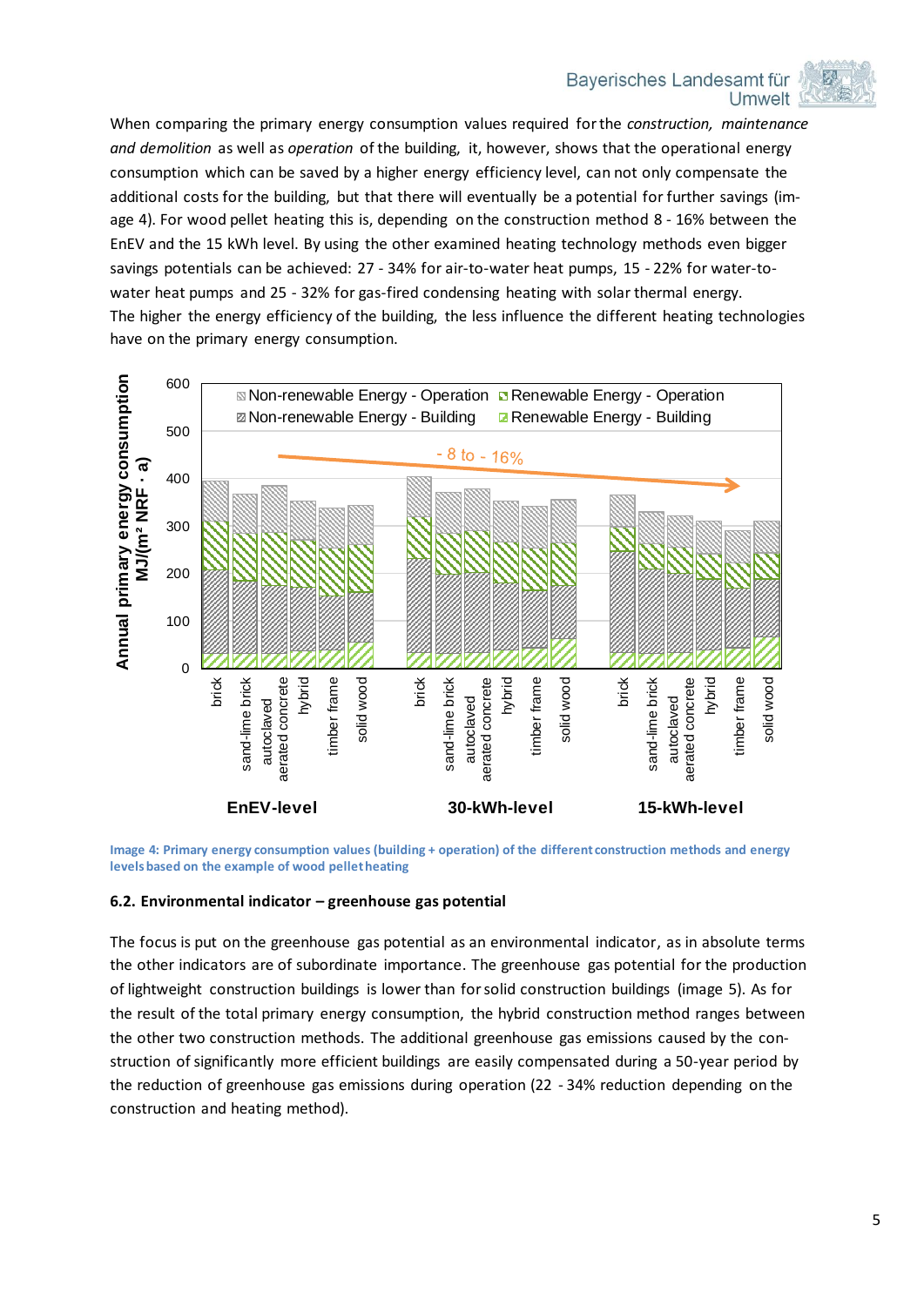When comparing the primary energy consumption values required for the *construction, maintenance and demolition* as well as *operation* of the building, it, however, shows that the operational energy consumption which can be saved by a higher energy efficiency level, can not only compensate the additional costs for the building, but that there will eventually be a potential for further savings (image 4). For wood pellet heating this is, depending on the construction method 8 - 16% between the EnEV and the 15 kWh level. By using the other examined heating technology methods even bigger savings potentials can be achieved: 27 - 34% for air-to-water heat pumps, 15 - 22% for water-to-water heat pumps and 25 - 32% for gas-fired condensing heating with solar thermal energy.
The higher the energy efficiency of the building, the less influence the different heating technologies have on the primary energy consumption.

**Image 4: Primary energy consumption values (building + operation) of the different construction methods and energy levels based on the example of wood pellet heating**

### 6.2. Environmental indicator – greenhouse gas potential

The focus is put on the greenhouse gas potential as an environmental indicator, as in absolute terms the other indicators are of subordinate importance. The greenhouse gas potential for the production of lightweight construction buildings is lower than for solid construction buildings (image 5). As for the result of the total primary energy consumption, the hybrid construction method ranges between the other two construction methods. The additional greenhouse gas emissions caused by the construction of significantly more efficient buildings are easily compensated during a 50-year period by the reduction of greenhouse gas emissions during operation (22 - 34% reduction depending on the construction and heating method).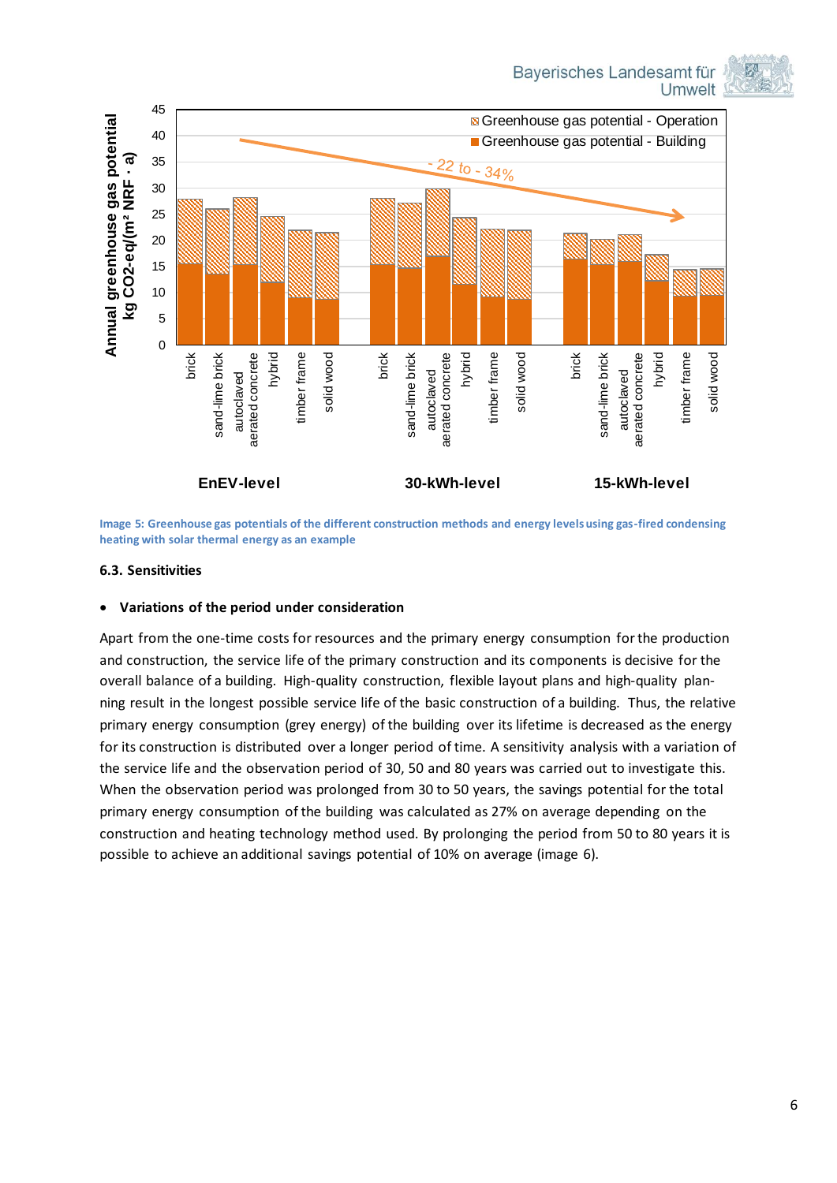Image 5: Greenhouse gas potentials of the different construction methods and energy levels using gas-fired condensing heating with solar thermal energy as an example

### 6.3. Sensitivities

- **Variations of the period under consideration**

Apart from the one-time costs for resources and the primary energy consumption for the production and construction, the service life of the primary construction and its components is decisive for the overall balance of a building. High-quality construction, flexible layout plans and high-quality planning result in the longest possible service life of the basic construction of a building. Thus, the relative primary energy consumption (grey energy) of the building over its lifetime is decreased as the energy for its construction is distributed over a longer period of time. A sensitivity analysis with a variation of the service life and the observation period of 30, 50 and 80 years was carried out to investigate this. When the observation period was prolonged from 30 to 50 years, the savings potential for the total primary energy consumption of the building was calculated as 27% on average depending on the construction and heating technology method used. By prolonging the period from 50 to 80 years it is possible to achieve an additional savings potential of 10% on average (image 6).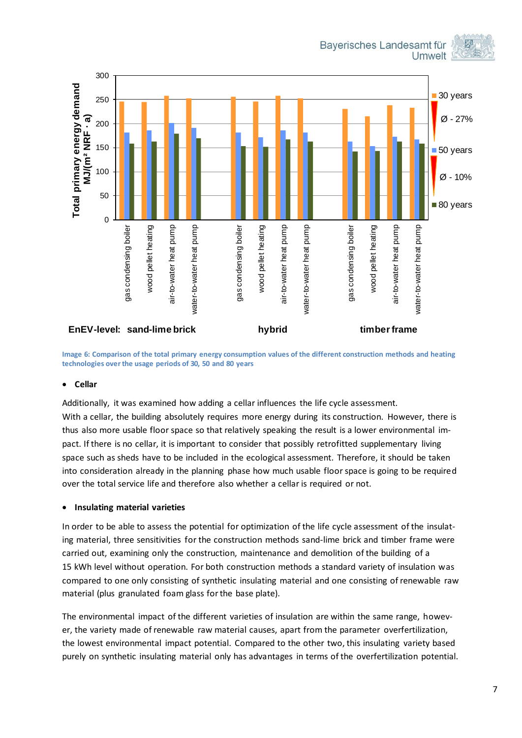Image 6: Comparison of the total primary energy consumption values of the different construction methods and heating technologies over the usage periods of 30, 50 and 80 years

- **Cellar**

Additionally, it was examined how adding a cellar influences the life cycle assessment. With a cellar, the building absolutely requires more energy during its construction. However, there is thus also more usable floor space so that relatively speaking the result is a lower environmental impact. If there is no cellar, it is important to consider that possibly retrofitted supplementary living space such as sheds have to be included in the ecological assessment. Therefore, it should be taken into consideration already in the planning phase how much usable floor space is going to be required over the total service life and therefore also whether a cellar is required or not.

- **Insulating material varieties**

In order to be able to assess the potential for optimization of the life cycle assessment of the insulating material, three sensitivities for the construction methods sand-lime brick and timber frame were carried out, examining only the construction, maintenance and demolition of the building of a 15 kWh level without operation. For both construction methods a standard variety of insulation was compared to one only consisting of synthetic insulating material and one consisting of renewable raw material (plus granulated foam glass for the base plate).

The environmental impact of the different varieties of insulation are within the same range, however, the variety made of renewable raw material causes, apart from the parameter overfertilization, the lowest environmental impact potential. Compared to the other two, this insulating variety based purely on synthetic insulating material only has advantages in terms of the overfertilization potential.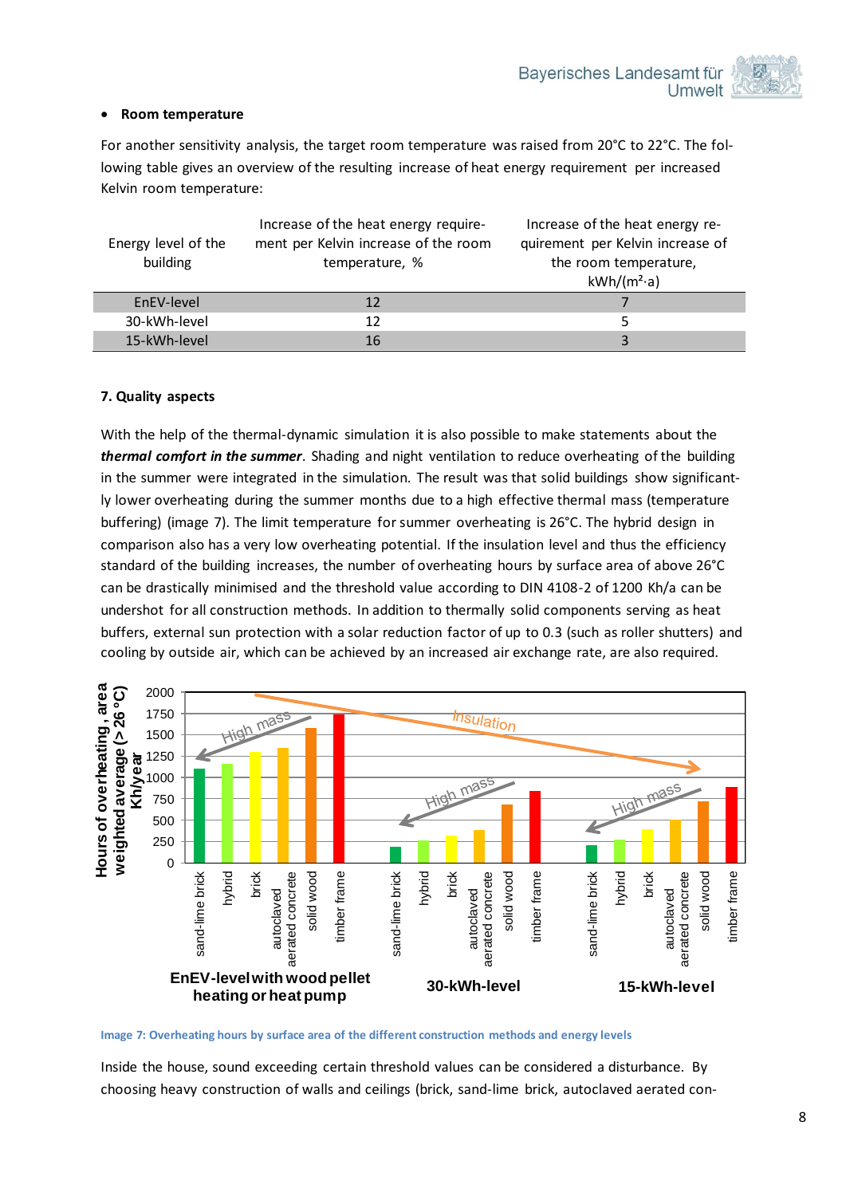- **Room temperature**

For another sensitivity analysis, the target room temperature was raised from 20°C to 22°C. The following table gives an overview of the resulting increase of heat energy requirement per increased Kelvin room temperature:

| Energy level of the building | Increase of the heat energy requirement per Kelvin increase of the room temperature, % | Increase of the heat energy requirement per Kelvin increase of the room temperature, kWh/(m²·a) |
|---|---|---|
| EnEV-level | 12 | 7 |
| 30-kWh-level | 12 | 5 |
| 15-kWh-level | 16 | 3 |

### 7. Quality aspects

With the help of the thermal-dynamic simulation it is also possible to make statements about the ***thermal comfort in the summer***. Shading and night ventilation to reduce overheating of the building in the summer were integrated in the simulation. The result was that solid buildings show significantly lower overheating during the summer months due to a high effective thermal mass (temperature buffering) (image 7). The limit temperature for summer overheating is 26°C. The hybrid design in comparison also has a very low overheating potential. If the insulation level and thus the efficiency standard of the building increases, the number of overheating hours by surface area of above 26°C can be drastically minimised and the threshold value according to DIN 4108-2 of 1200 Kh/a can be undershot for all construction methods. In addition to thermally solid components serving as heat buffers, external sun protection with a solar reduction factor of up to 0.3 (such as roller shutters) and cooling by outside air, which can be achieved by an increased air exchange rate, are also required.

Image 7: Overheating hours by surface area of the different construction methods and energy levels

Inside the house, sound exceeding certain threshold values can be considered a disturbance. By choosing heavy construction of walls and ceilings (brick, sand-lime brick, autoclaved aerated con-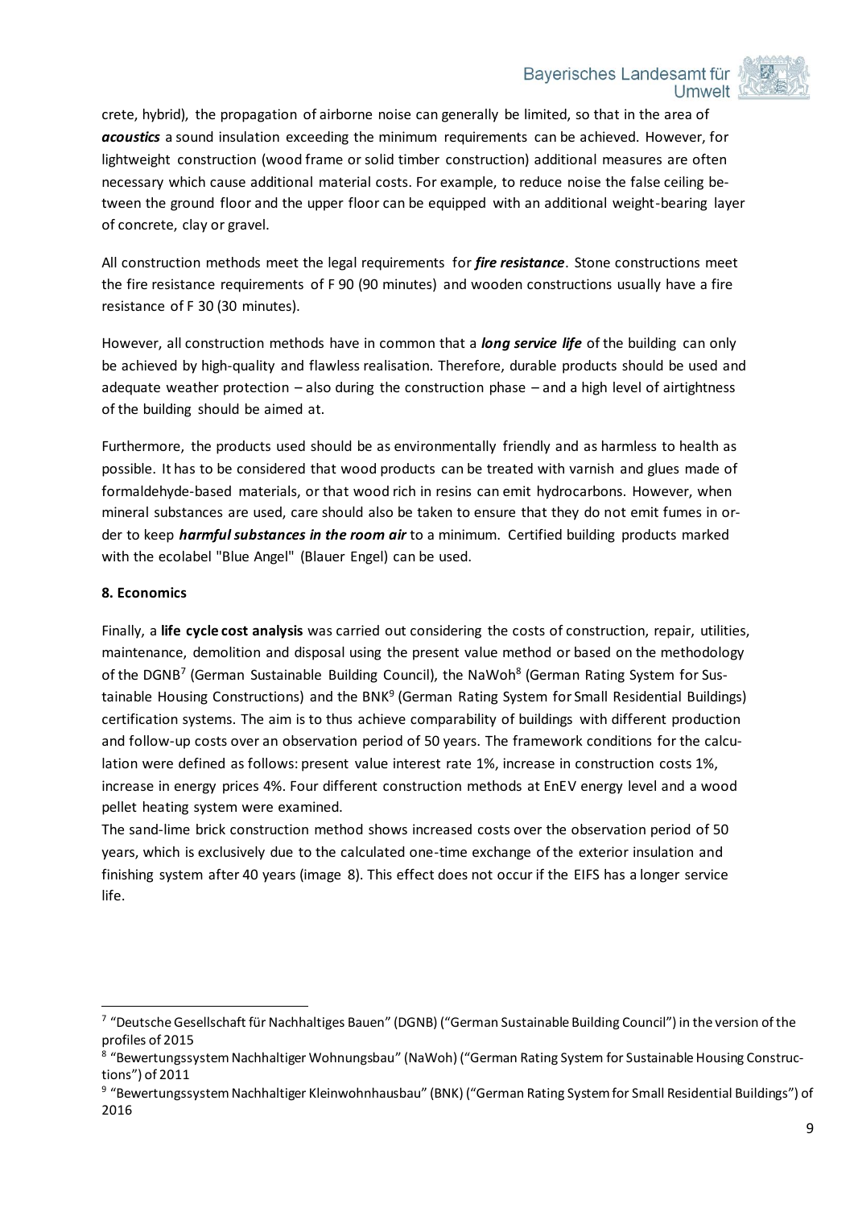crete, hybrid), the propagation of airborne noise can generally be limited, so that in the area of ***acoustics*** a sound insulation exceeding the minimum requirements can be achieved. However, for lightweight construction (wood frame or solid timber construction) additional measures are often necessary which cause additional material costs. For example, to reduce noise the false ceiling between the ground floor and the upper floor can be equipped with an additional weight-bearing layer of concrete, clay or gravel.

All construction methods meet the legal requirements for ***fire resistance***. Stone constructions meet the fire resistance requirements of F 90 (90 minutes) and wooden constructions usually have a fire resistance of F 30 (30 minutes).

However, all construction methods have in common that a ***long service life*** of the building can only be achieved by high-quality and flawless realisation. Therefore, durable products should be used and adequate weather protection – also during the construction phase – and a high level of airtightness of the building should be aimed at.

Furthermore, the products used should be as environmentally friendly and as harmless to health as possible. It has to be considered that wood products can be treated with varnish and glues made of formaldehyde-based materials, or that wood rich in resins can emit hydrocarbons. However, when mineral substances are used, care should also be taken to ensure that they do not emit fumes in order to keep ***harmful substances in the room air*** to a minimum. Certified building products marked with the ecolabel "Blue Angel" (Blauer Engel) can be used.

**8. Economics**

Finally, a **life cycle cost analysis** was carried out considering the costs of construction, repair, utilities, maintenance, demolition and disposal using the present value method or based on the methodology of the DGNB[7] (German Sustainable Building Council), the NaWoh[8] (German Rating System for Sustainable Housing Constructions) and the BNK[9] (German Rating System for Small Residential Buildings) certification systems. The aim is to thus achieve comparability of buildings with different production and follow-up costs over an observation period of 50 years. The framework conditions for the calculation were defined as follows: present value interest rate 1%, increase in construction costs 1%, increase in energy prices 4%. Four different construction methods at EnEV energy level and a wood pellet heating system were examined.
The sand-lime brick construction method shows increased costs over the observation period of 50 years, which is exclusively due to the calculated one-time exchange of the exterior insulation and finishing system after 40 years (image 8). This effect does not occur if the EIFS has a longer service life.

---

[7] "Deutsche Gesellschaft für Nachhaltiges Bauen" (DGNB) ("German Sustainable Building Council") in the version of the profiles of 2015

[8] "Bewertungssystem Nachhaltiger Wohnungsbau" (NaWoh) ("German Rating System for Sustainable Housing Constructions") of 2011

[9] "Bewertungssystem Nachhaltiger Kleinwohnhausbau" (BNK) ("German Rating System for Small Residential Buildings") of 2016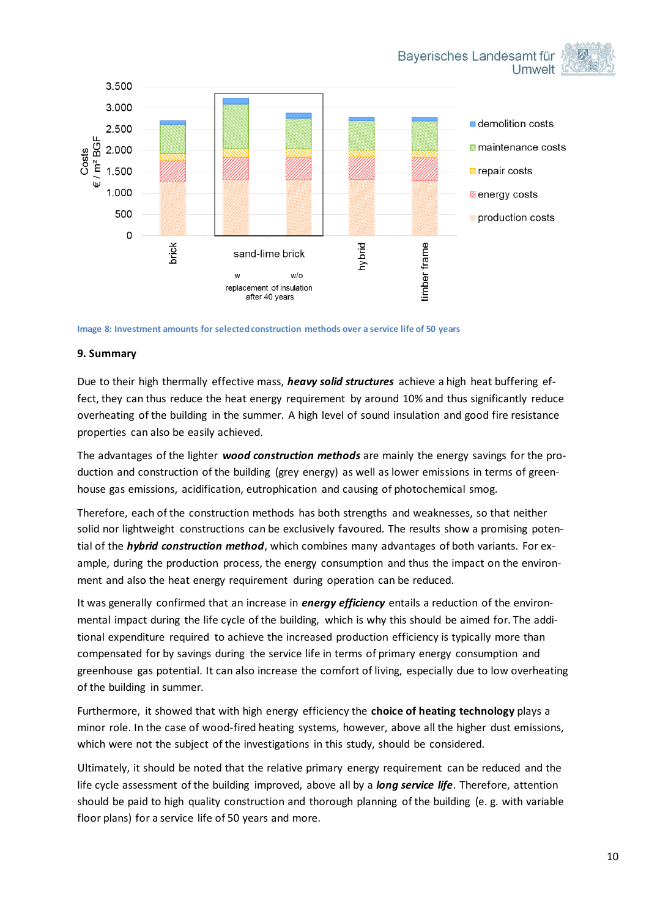3.500
3.000
2.500
2.000
1.500
1.000
500
0

Costs
€ / m² BGF

brick
sand-lime brick
w
w/o
replacement of insulation after 40 years
hybrid
timber frame

demolition costs
maintenance costs
repair costs
energy costs
production costs

Image 8: Investment amounts for selected construction methods over a service life of 50 years

## 9. Summary

Due to their high thermally effective mass, ***heavy solid structures*** achieve a high heat buffering effect, they can thus reduce the heat energy requirement by around 10% and thus significantly reduce overheating of the building in the summer. A high level of sound insulation and good fire resistance properties can also be easily achieved.

The advantages of the lighter ***wood construction methods*** are mainly the energy savings for the production and construction of the building (grey energy) as well as lower emissions in terms of greenhouse gas emissions, acidification, eutrophication and causing of photochemical smog.

Therefore, each of the construction methods has both strengths and weaknesses, so that neither solid nor lightweight constructions can be exclusively favoured. The results show a promising potential of the ***hybrid construction method***, which combines many advantages of both variants. For example, during the production process, the energy consumption and thus the impact on the environment and also the heat energy requirement during operation can be reduced.

It was generally confirmed that an increase in ***energy efficiency*** entails a reduction of the environmental impact during the life cycle of the building, which is why this should be aimed for. The additional expenditure required to achieve the increased production efficiency is typically more than compensated for by savings during the service life in terms of primary energy consumption and greenhouse gas potential. It can also increase the comfort of living, especially due to low overheating of the building in summer.

Furthermore, it showed that with high energy efficiency the **choice of heating technology** plays a minor role. In the case of wood-fired heating systems, however, above all the higher dust emissions, which were not the subject of the investigations in this study, should be considered.

Ultimately, it should be noted that the relative primary energy requirement can be reduced and the life cycle assessment of the building improved, above all by a ***long service life***. Therefore, attention should be paid to high quality construction and thorough planning of the building (e. g. with variable floor plans) for a service life of 50 years and more.